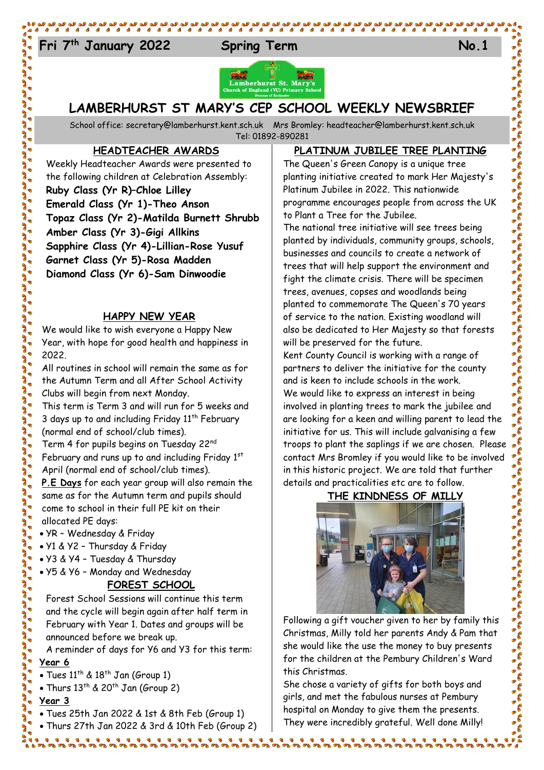**Fri 7th January 2022 Spring Term No.1**

# LAMBERHURST ST MARY'S CEP SCHOOL WEEKLY NEWSBRIEF

School office: secretary@lamberhurst.kent.sch.uk Mrs Bromley: headteacher@lamberhurst.kent.sch.uk
Tel: 01892-890281

## HEADTEACHER AWARDS

Weekly Headteacher Awards were presented to the following children at Celebration Assembly:

**Ruby Class (Yr R)–Chloe Lilley**
**Emerald Class (Yr 1)-Theo Anson**
**Topaz Class (Yr 2)-Matilda Burnett Shrubb**
**Amber Class (Yr 3)-Gigi Allkins**
**Sapphire Class (Yr 4)-Lillian-Rose Yusuf**
**Garnet Class (Yr 5)-Rosa Madden**
**Diamond Class (Yr 6)-Sam Dinwoodie**

## HAPPY NEW YEAR

We would like to wish everyone a Happy New Year, with hope for good health and happiness in 2022.

All routines in school will remain the same as for the Autumn Term and all After School Activity Clubs will begin from next Monday.

This term is Term 3 and will run for 5 weeks and 3 days up to and including Friday 11th February (normal end of school/club times).

Term 4 for pupils begins on Tuesday 22nd February and runs up to and including Friday 1st April (normal end of school/club times).

**P.E Days** for each year group will also remain the same as for the Autumn term and pupils should come to school in their full PE kit on their allocated PE days:

- YR – Wednesday & Friday
- Y1 & Y2 – Thursday & Friday
- Y3 & Y4 – Tuesday & Thursday
- Y5 & Y6 – Monday and Wednesday

## FOREST SCHOOL

Forest School Sessions will continue this term and the cycle will begin again after half term in February with Year 1. Dates and groups will be announced before we break up.

A reminder of days for Y6 and Y3 for this term:

**Year 6**

- Tues 11th & 18th Jan (Group 1)
- Thurs 13th & 20th Jan (Group 2)

**Year 3**

- Tues 25th Jan 2022 & 1st & 8th Feb (Group 1)
- Thurs 27th Jan 2022 & 3rd & 10th Feb (Group 2)

## PLATINUM JUBILEE TREE PLANTING

The Queen's Green Canopy is a unique tree planting initiative created to mark Her Majesty's Platinum Jubilee in 2022. This nationwide programme encourages people from across the UK to Plant a Tree for the Jubilee.

The national tree initiative will see trees being planted by individuals, community groups, schools, businesses and councils to create a network of trees that will help support the environment and fight the climate crisis. There will be specimen trees, avenues, copses and woodlands being planted to commemorate The Queen's 70 years of service to the nation. Existing woodland will also be dedicated to Her Majesty so that forests will be preserved for the future.

Kent County Council is working with a range of partners to deliver the initiative for the county and is keen to include schools in the work.

We would like to express an interest in being involved in planting trees to mark the jubilee and are looking for a keen and willing parent to lead the initiative for us. This will include galvanising a few troops to plant the saplings if we are chosen. Please contact Mrs Bromley if you would like to be involved in this historic project. We are told that further details and practicalities etc are to follow.

## THE KINDNESS OF MILLY

Following a gift voucher given to her by family this Christmas, Milly told her parents Andy & Pam that she would like the use the money to buy presents for the children at the Pembury Children's Ward this Christmas.

She chose a variety of gifts for both boys and girls, and met the fabulous nurses at Pembury hospital on Monday to give them the presents. They were incredibly grateful. Well done Milly!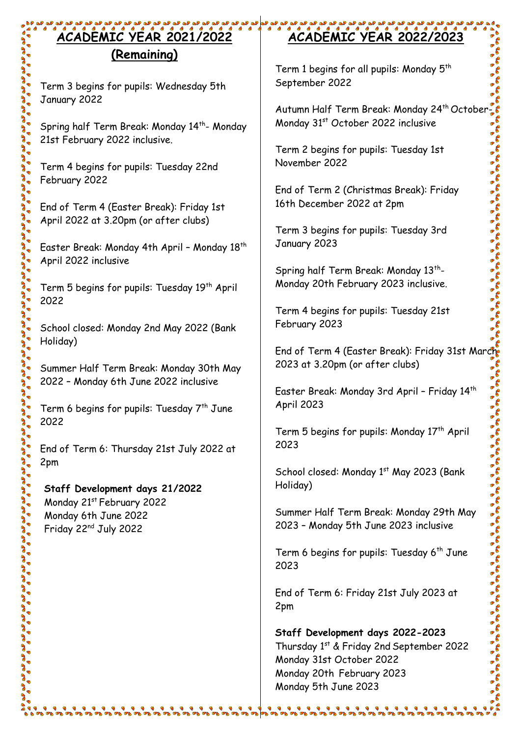# ACADEMIC YEAR 2021/2022

## (Remaining)

Term 3 begins for pupils: Wednesday 5th January 2022

Spring half Term Break: Monday 14th- Monday 21st February 2022 inclusive.

Term 4 begins for pupils: Tuesday 22nd February 2022

End of Term 4 (Easter Break): Friday 1st April 2022 at 3.20pm (or after clubs)

Easter Break: Monday 4th April – Monday 18th April 2022 inclusive

Term 5 begins for pupils: Tuesday 19th April 2022

School closed: Monday 2nd May 2022 (Bank Holiday)

Summer Half Term Break: Monday 30th May 2022 – Monday 6th June 2022 inclusive

Term 6 begins for pupils: Tuesday 7th June 2022

End of Term 6: Thursday 21st July 2022 at 2pm

**Staff Development days 21/2022**

Monday 21st February 2022
Monday 6th June 2022
Friday 22nd July 2022

# ACADEMIC YEAR 2022/2023

Term 1 begins for all pupils: Monday 5th September 2022

Autumn Half Term Break: Monday 24th October-Monday 31st October 2022 inclusive

Term 2 begins for pupils: Tuesday 1st November 2022

End of Term 2 (Christmas Break): Friday 16th December 2022 at 2pm

Term 3 begins for pupils: Tuesday 3rd January 2023

Spring half Term Break: Monday 13th-Monday 20th February 2023 inclusive.

Term 4 begins for pupils: Tuesday 21st February 2023

End of Term 4 (Easter Break): Friday 31st March 2023 at 3.20pm (or after clubs)

Easter Break: Monday 3rd April – Friday 14th April 2023

Term 5 begins for pupils: Monday 17th April 2023

School closed: Monday 1st May 2023 (Bank Holiday)

Summer Half Term Break: Monday 29th May 2023 – Monday 5th June 2023 inclusive

Term 6 begins for pupils: Tuesday 6th June 2023

End of Term 6: Friday 21st July 2023 at 2pm

**Staff Development days 2022-2023**

Thursday 1st & Friday 2nd September 2022
Monday 31st October 2022
Monday 20th February 2023
Monday 5th June 2023